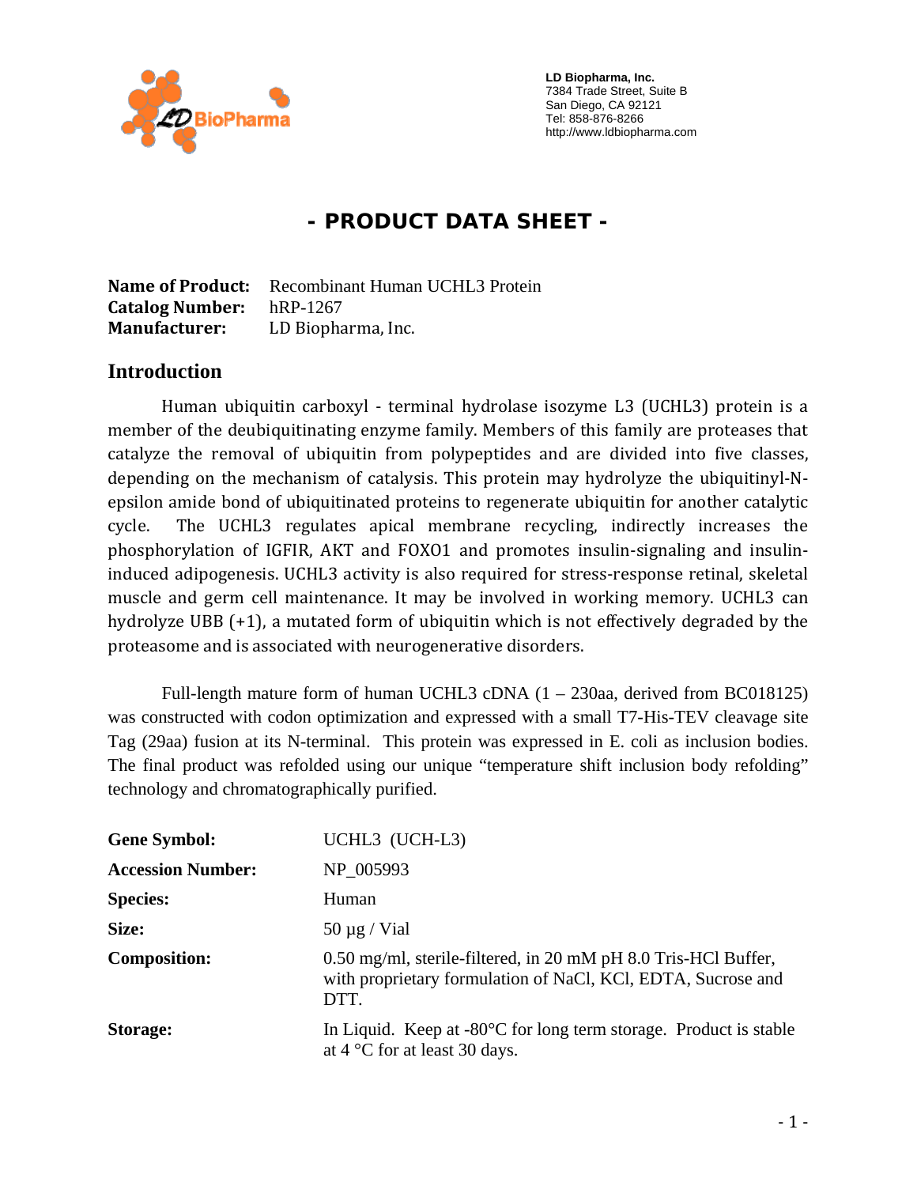LD Biopharma, Inc.
7384 Trade Street, Suite B
San Diego, CA 92121
Tel: 858-876-8266
http://www.ldbiopharma.com

# - PRODUCT DATA SHEET -

**Name of Product:** Recombinant Human UCHL3 Protein
**Catalog Number:** hRP-1267
**Manufacturer:** LD Biopharma, Inc.

## Introduction

Human ubiquitin carboxyl - terminal hydrolase isozyme L3 (UCHL3) protein is a member of the deubiquitinating enzyme family. Members of this family are proteases that catalyze the removal of ubiquitin from polypeptides and are divided into five classes, depending on the mechanism of catalysis. This protein may hydrolyze the ubiquitinyl-N-epsilon amide bond of ubiquitinated proteins to regenerate ubiquitin for another catalytic cycle. The UCHL3 regulates apical membrane recycling, indirectly increases the phosphorylation of IGFIR, AKT and FOXO1 and promotes insulin-signaling and insulin-induced adipogenesis. UCHL3 activity is also required for stress-response retinal, skeletal muscle and germ cell maintenance. It may be involved in working memory. UCHL3 can hydrolyze UBB (+1), a mutated form of ubiquitin which is not effectively degraded by the proteasome and is associated with neurogenerative disorders.

Full-length mature form of human UCHL3 cDNA (1 – 230aa, derived from BC018125) was constructed with codon optimization and expressed with a small T7-His-TEV cleavage site Tag (29aa) fusion at its N-terminal. This protein was expressed in E. coli as inclusion bodies. The final product was refolded using our unique "temperature shift inclusion body refolding" technology and chromatographically purified.

| | |
|---|---|
| **Gene Symbol:** | UCHL3 (UCH-L3) |
| **Accession Number:** | NP_005993 |
| **Species:** | Human |
| **Size:** | 50 µg / Vial |
| **Composition:** | 0.50 mg/ml, sterile-filtered, in 20 mM pH 8.0 Tris-HCl Buffer, with proprietary formulation of NaCl, KCl, EDTA, Sucrose and DTT. |
| **Storage:** | In Liquid. Keep at -80°C for long term storage. Product is stable at 4 °C for at least 30 days. |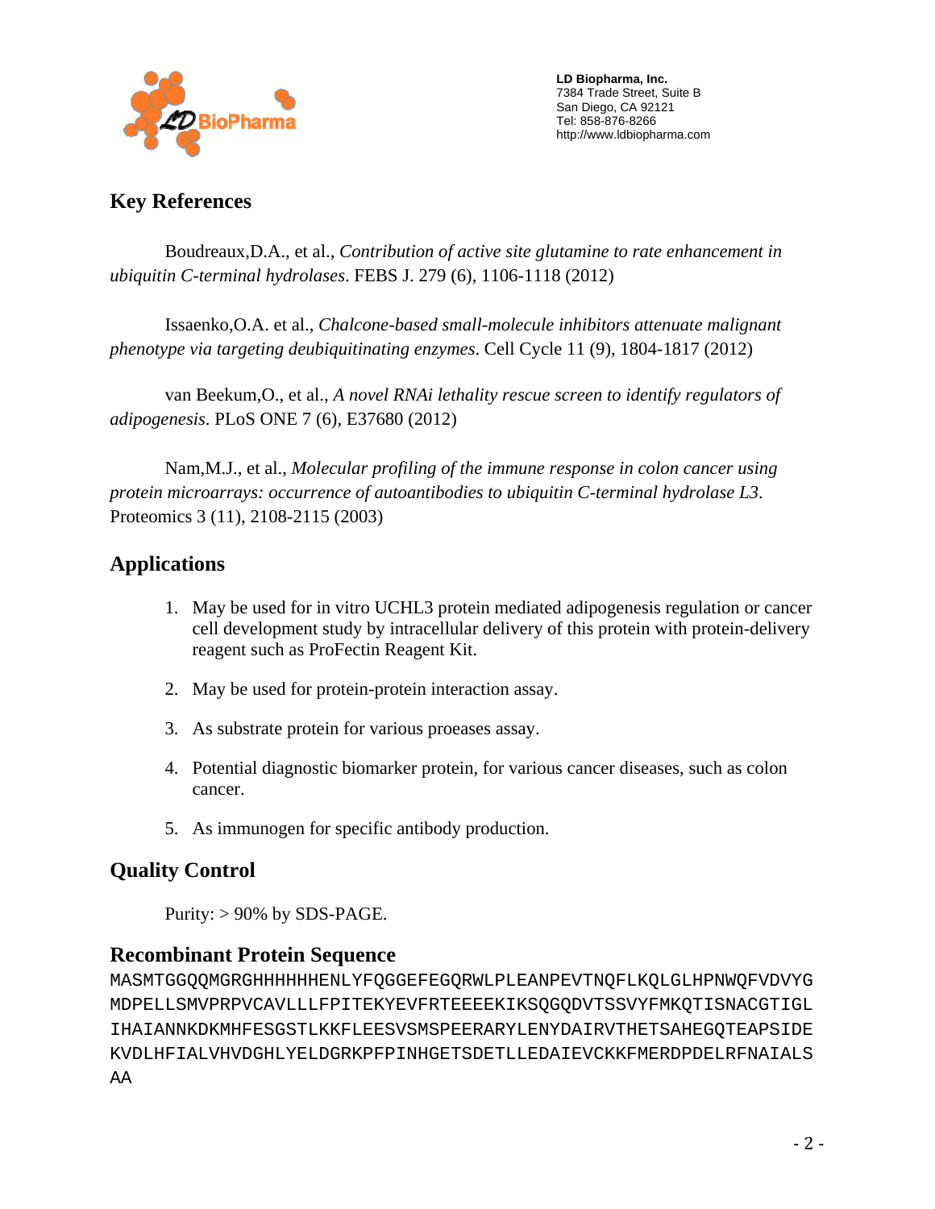## Key References

Boudreaux,D.A., et al., *Contribution of active site glutamine to rate enhancement in ubiquitin C-terminal hydrolases*. FEBS J. 279 (6), 1106-1118 (2012)

Issaenko,O.A. et al., *Chalcone-based small-molecule inhibitors attenuate malignant phenotype via targeting deubiquitinating enzymes*. Cell Cycle 11 (9), 1804-1817 (2012)

van Beekum,O., et al., *A novel RNAi lethality rescue screen to identify regulators of adipogenesis*. PLoS ONE 7 (6), E37680 (2012)

Nam,M.J., et al., *Molecular profiling of the immune response in colon cancer using protein microarrays: occurrence of autoantibodies to ubiquitin C-terminal hydrolase L3*. Proteomics 3 (11), 2108-2115 (2003)

## Applications

1. May be used for in vitro UCHL3 protein mediated adipogenesis regulation or cancer cell development study by intracellular delivery of this protein with protein-delivery reagent such as ProFectin Reagent Kit.

2. May be used for protein-protein interaction assay.

3. As substrate protein for various proeases assay.

4. Potential diagnostic biomarker protein, for various cancer diseases, such as colon cancer.

5. As immunogen for specific antibody production.

## Quality Control

Purity: > 90% by SDS-PAGE.

## Recombinant Protein Sequence

```
MASMTGGQQMGRGHHHHHHENLYFQGGEFEGQRWLPLEANPEVTNQFLKQLGLHPNWQFVDVYG
MDPELLSMVPRPVCAVLLLFPITEKYEVFRTEEEEKIKSQGQDVTSSVYFMKQTISNACGTIGL
IHAIANNKDKMHFESGSTLKKFLEESVSMSPEERARYLENYDAIRVTHETSAHEGQTEAPSIDE
KVDLHFIALVHVDGHLYELDGRKPFPINHGETSDETLLEDAIEVCKKFMERDPDELRFNAIALS
AA
```